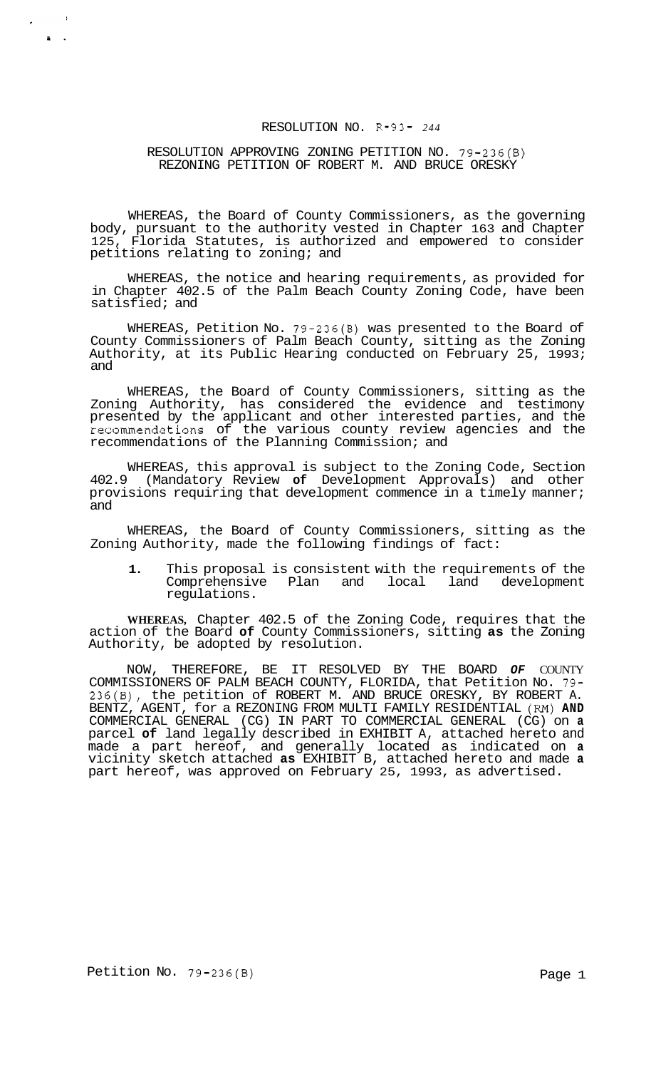# RESOLUTION NO. R-93- 244

## RESOLUTION APPROVING ZONING PETITION NO. 79-236(B) REZONING PETITION OF ROBERT M. AND BRUCE ORESKY

WHEREAS, the Board of County Commissioners, as the governing body, pursuant to the authority vested in Chapter 163 and Chapter 125, Florida Statutes, is authorized and empowered to consider petitions relating to zoning; and

WHEREAS, the notice and hearing requirements, as provided for in Chapter 402.5 of the Palm Beach County Zoning Code, have been satisfied; and

WHEREAS, Petition No. 79-236(B) was presented to the Board of County Commissioners of Palm Beach County, sitting as the Zoning Authority, at its Public Hearing conducted on February 25, 1993; and

WHEREAS, the Board of County Commissioners, sitting as the Zoning Authority, has considered the evidence and testimony presented by the applicant and other interested parties, and the recommendations of the various county review agencies and the recommendations of the Planning Commission; and

WHEREAS, this approval is subject to the Zoning Code, Section 402.9 (Mandatory Review **of** Development Approvals) and other provisions requiring that development commence in a timely manner; and

WHEREAS, the Board of County Commissioners, sitting as the Zoning Authority, made the following findings of fact:

1. This proposal is consistent with the requirements of the Comprehensive Plan and local land development regulations.

**WHEREAS**, Chapter 402.5 of the Zoning Code, requires that the action of the Board **of** County Commissioners, sitting **as** the Zoning Authority, be adopted by resolution.

NOW, THEREFORE, BE IT RESOLVED BY THE BOARD ***OF*** COUNTY COMMISSIONERS OF PALM BEACH COUNTY, FLORIDA, that Petition No. 79-236(B), the petition of ROBERT M. AND BRUCE ORESKY, BY ROBERT A. BENTZ, AGENT, for a REZONING FROM MULTI FAMILY RESIDENTIAL (RM) **AND** COMMERCIAL GENERAL (CG) IN PART TO COMMERCIAL GENERAL (CG) on **a** parcel **of** land legally described in EXHIBIT A, attached hereto and made a part hereof, and generally located as indicated on **a** vicinity sketch attached **as** EXHIBIT B, attached hereto and made **a** part hereof, was approved on February 25, 1993, as advertised.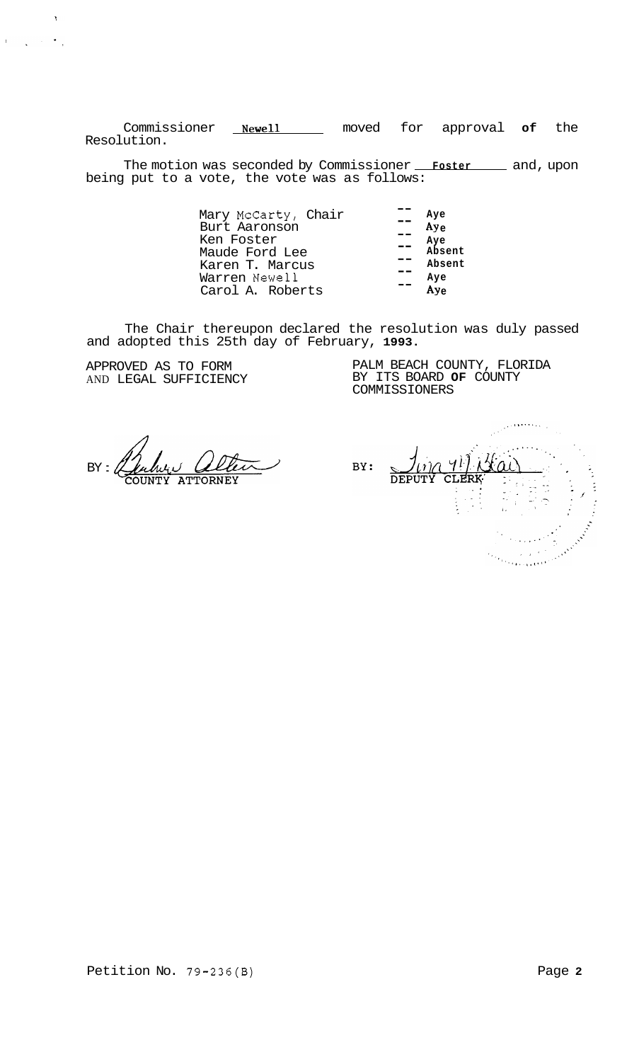Commissioner Newell moved for approval of the Resolution.

The motion was seconded by Commissioner Foster and, upon being put to a vote, the vote was as follows:

| | | |
|---|---|---|
| Mary McCarty, Chair | -- | Aye |
| Burt Aaronson | -- | Aye |
| Ken Foster | -- | Aye |
| Maude Ford Lee | -- | Absent |
| Karen T. Marcus | -- | Absent |
| Warren Newell | -- | Aye |
| Carol A. Roberts | -- | Aye |

The Chair thereupon declared the resolution was duly passed and adopted this 25th day of February, 1993.

APPROVED AS TO FORM AND LEGAL SUFFICIENCY

BY: COUNTY ATTORNEY

PALM BEACH COUNTY, FLORIDA BY ITS BOARD OF COUNTY COMMISSIONERS

BY: DEPUTY CLERK

Petition No. 79-236(B)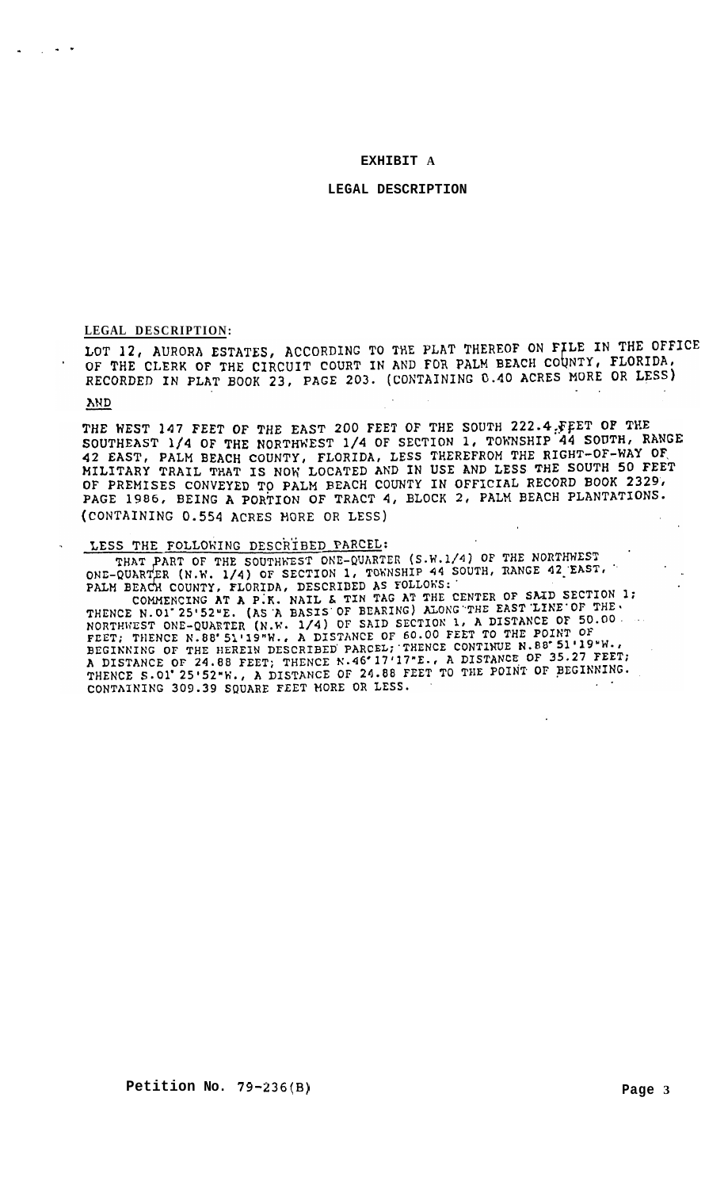# EXHIBIT A

## LEGAL DESCRIPTION

**LEGAL DESCRIPTION:**

LOT 12, AURORA ESTATES, ACCORDING TO THE PLAT THEREOF ON FILE IN THE OFFICE OF THE CLERK OF THE CIRCUIT COURT IN AND FOR PALM BEACH COUNTY, FLORIDA, RECORDED IN PLAT BOOK 23, PAGE 203. (CONTAINING 0.40 ACRES MORE OR LESS)

AND

THE WEST 147 FEET OF THE EAST 200 FEET OF THE SOUTH 222.4 FEET OF THE SOUTHEAST 1/4 OF THE NORTHWEST 1/4 OF SECTION 1, TOWNSHIP 44 SOUTH, RANGE 42 EAST, PALM BEACH COUNTY, FLORIDA, LESS THEREFROM THE RIGHT-OF-WAY OF MILITARY TRAIL THAT IS NOW LOCATED AND IN USE AND LESS THE SOUTH 50 FEET OF PREMISES CONVEYED TO PALM BEACH COUNTY IN OFFICIAL RECORD BOOK 2329, PAGE 1986, BEING A PORTION OF TRACT 4, BLOCK 2, PALM BEACH PLANTATIONS. (CONTAINING 0.554 ACRES MORE OR LESS)

LESS THE FOLLOWING DESCRIBED PARCEL:

THAT PART OF THE SOUTHWEST ONE-QUARTER (S.W.1/4) OF THE NORTHWEST ONE-QUARTER (N.W. 1/4) OF SECTION 1, TOWNSHIP 44 SOUTH, RANGE 42 EAST, PALM BEACH COUNTY, FLORIDA, DESCRIBED AS FOLLOWS:

COMMENCING AT A P.K. NAIL & TIN TAG AT THE CENTER OF SAID SECTION 1; THENCE N.01° 25'52"E. (AS A BASIS OF BEARING) ALONG THE EAST LINE OF THE NORTHWEST ONE-QUARTER (N.W. 1/4) OF SAID SECTION 1, A DISTANCE OF 50.00 FEET; THENCE N.88° 51'19"W., A DISTANCE OF 60.00 FEET TO THE POINT OF BEGINNING OF THE HEREIN DESCRIBED PARCEL; THENCE CONTINUE N.88° 51'19"W., A DISTANCE OF 24.88 FEET; THENCE N.46° 17'17"E., A DISTANCE OF 35.27 FEET; THENCE S.01° 25'52"W., A DISTANCE OF 24.88 FEET TO THE POINT OF BEGINNING. CONTAINING 309.39 SQUARE FEET MORE OR LESS.

Petition No. 79-236(B)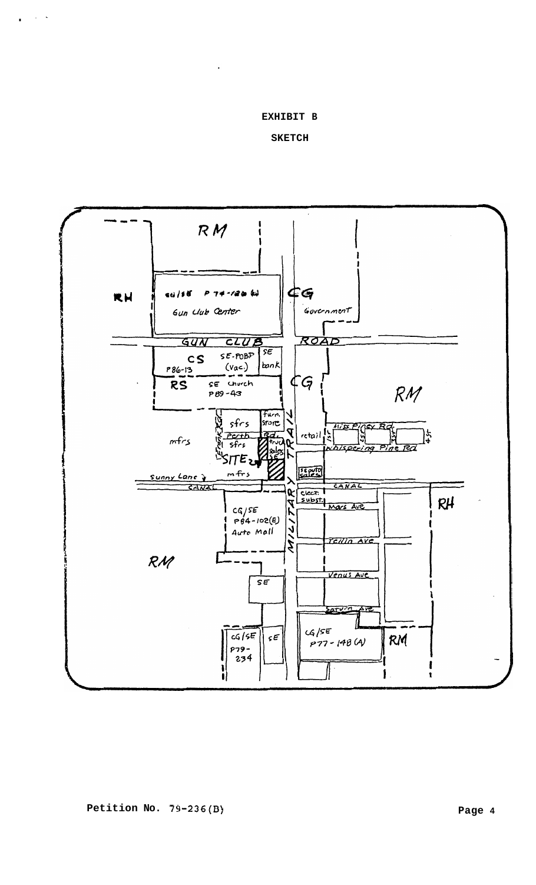# EXHIBIT B

## SKETCH

RM

RH

CG/SE P 74-120 (A)

Gun Club Center

CG

Government

GUN CLUB ROAD

CS

P86-13

SE-POBP (vac.)

SE bank

RS

SE church P89-43

CG

RM

Furn. store

sfrs

Perth Rd.

sfrs

Frank Rd.

mfrs

truck sales

SE

SITE

mfrs

retail

Miss Piney Rd

Whispering Pine Rd

SE auto sales

Sunny Lane

CANAL

CANAL

elect. subst.

Mars Ave

RH

CG/SE P84-102(E) Auto Mall

MILITARY TRAIL

Tellin Ave

RM

Venus Ave

SE

Saturn Ave

CG/SE P79-234

SE

CG/SE P77-148 (A)

RM

Petition No. 79-236(B)